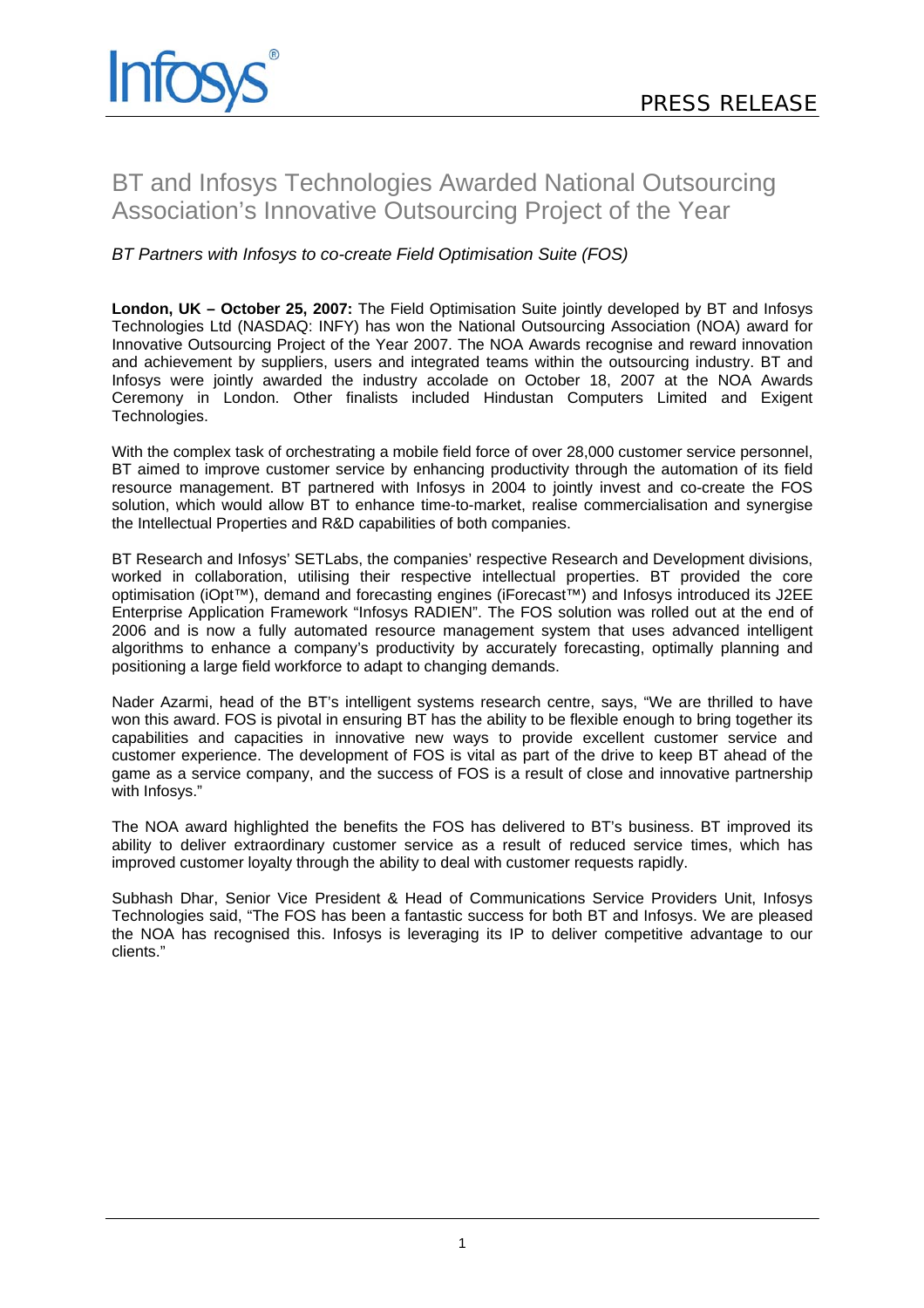Infosys®

PRESS RELEASE

# BT and Infosys Technologies Awarded National Outsourcing Association's Innovative Outsourcing Project of the Year

*BT Partners with Infosys to co-create Field Optimisation Suite (FOS)*

**London, UK – October 25, 2007:** The Field Optimisation Suite jointly developed by BT and Infosys Technologies Ltd (NASDAQ: INFY) has won the National Outsourcing Association (NOA) award for Innovative Outsourcing Project of the Year 2007. The NOA Awards recognise and reward innovation and achievement by suppliers, users and integrated teams within the outsourcing industry. BT and Infosys were jointly awarded the industry accolade on October 18, 2007 at the NOA Awards Ceremony in London. Other finalists included Hindustan Computers Limited and Exigent Technologies.

With the complex task of orchestrating a mobile field force of over 28,000 customer service personnel, BT aimed to improve customer service by enhancing productivity through the automation of its field resource management. BT partnered with Infosys in 2004 to jointly invest and co-create the FOS solution, which would allow BT to enhance time-to-market, realise commercialisation and synergise the Intellectual Properties and R&D capabilities of both companies.

BT Research and Infosys' SETLabs, the companies' respective Research and Development divisions, worked in collaboration, utilising their respective intellectual properties. BT provided the core optimisation (iOpt™), demand and forecasting engines (iForecast™) and Infosys introduced its J2EE Enterprise Application Framework "Infosys RADIEN". The FOS solution was rolled out at the end of 2006 and is now a fully automated resource management system that uses advanced intelligent algorithms to enhance a company's productivity by accurately forecasting, optimally planning and positioning a large field workforce to adapt to changing demands.

Nader Azarmi, head of the BT's intelligent systems research centre, says, "We are thrilled to have won this award. FOS is pivotal in ensuring BT has the ability to be flexible enough to bring together its capabilities and capacities in innovative new ways to provide excellent customer service and customer experience. The development of FOS is vital as part of the drive to keep BT ahead of the game as a service company, and the success of FOS is a result of close and innovative partnership with Infosys."

The NOA award highlighted the benefits the FOS has delivered to BT's business. BT improved its ability to deliver extraordinary customer service as a result of reduced service times, which has improved customer loyalty through the ability to deal with customer requests rapidly.

Subhash Dhar, Senior Vice President & Head of Communications Service Providers Unit, Infosys Technologies said, "The FOS has been a fantastic success for both BT and Infosys. We are pleased the NOA has recognised this. Infosys is leveraging its IP to deliver competitive advantage to our clients."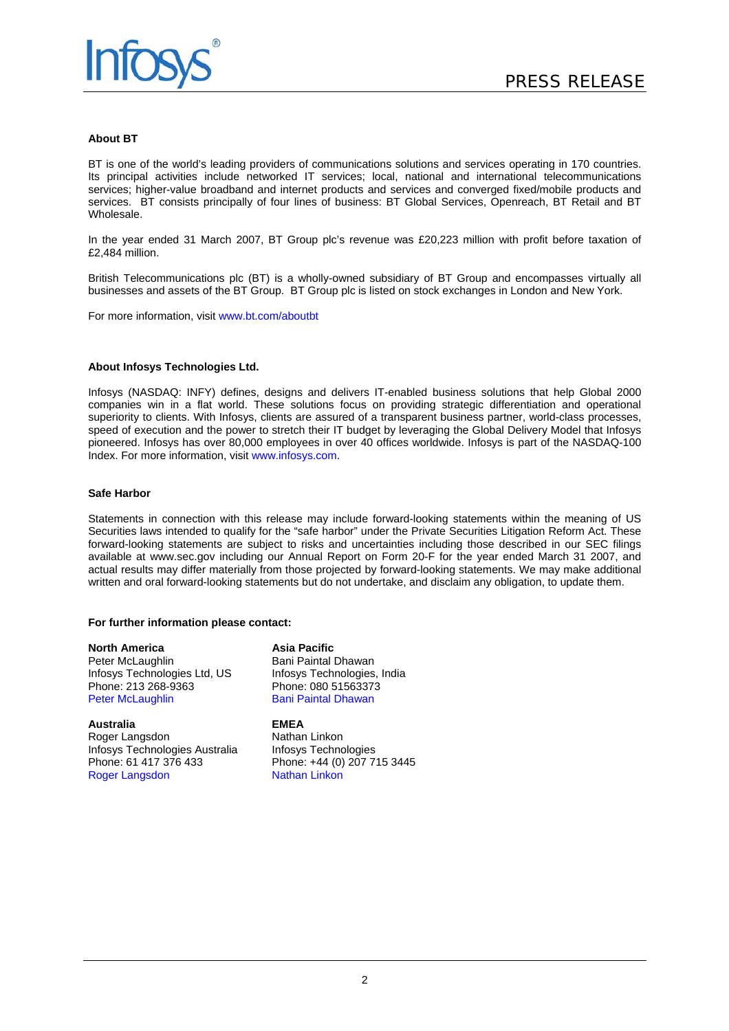### About BT

BT is one of the world's leading providers of communications solutions and services operating in 170 countries. Its principal activities include networked IT services; local, national and international telecommunications services; higher-value broadband and internet products and services and converged fixed/mobile products and services. BT consists principally of four lines of business: BT Global Services, Openreach, BT Retail and BT Wholesale.

In the year ended 31 March 2007, BT Group plc's revenue was £20,223 million with profit before taxation of £2,484 million.

British Telecommunications plc (BT) is a wholly-owned subsidiary of BT Group and encompasses virtually all businesses and assets of the BT Group. BT Group plc is listed on stock exchanges in London and New York.

For more information, visit www.bt.com/aboutbt

### About Infosys Technologies Ltd.

Infosys (NASDAQ: INFY) defines, designs and delivers IT-enabled business solutions that help Global 2000 companies win in a flat world. These solutions focus on providing strategic differentiation and operational superiority to clients. With Infosys, clients are assured of a transparent business partner, world-class processes, speed of execution and the power to stretch their IT budget by leveraging the Global Delivery Model that Infosys pioneered. Infosys has over 80,000 employees in over 40 offices worldwide. Infosys is part of the NASDAQ-100 Index. For more information, visit www.infosys.com.

### Safe Harbor

Statements in connection with this release may include forward-looking statements within the meaning of US Securities laws intended to qualify for the "safe harbor" under the Private Securities Litigation Reform Act. These forward-looking statements are subject to risks and uncertainties including those described in our SEC filings available at www.sec.gov including our Annual Report on Form 20-F for the year ended March 31 2007, and actual results may differ materially from those projected by forward-looking statements. We may make additional written and oral forward-looking statements but do not undertake, and disclaim any obligation, to update them.

**For further information please contact:**

**North America**
Peter McLaughlin
Infosys Technologies Ltd, US
Phone: 213 268-9363
Peter McLaughlin

**Asia Pacific**
Bani Paintal Dhawan
Infosys Technologies, India
Phone: 080 51563373
Bani Paintal Dhawan

**Australia**
Roger Langsdon
Infosys Technologies Australia
Phone: 61 417 376 433
Roger Langsdon

**EMEA**
Nathan Linkon
Infosys Technologies
Phone: +44 (0) 207 715 3445
Nathan Linkon